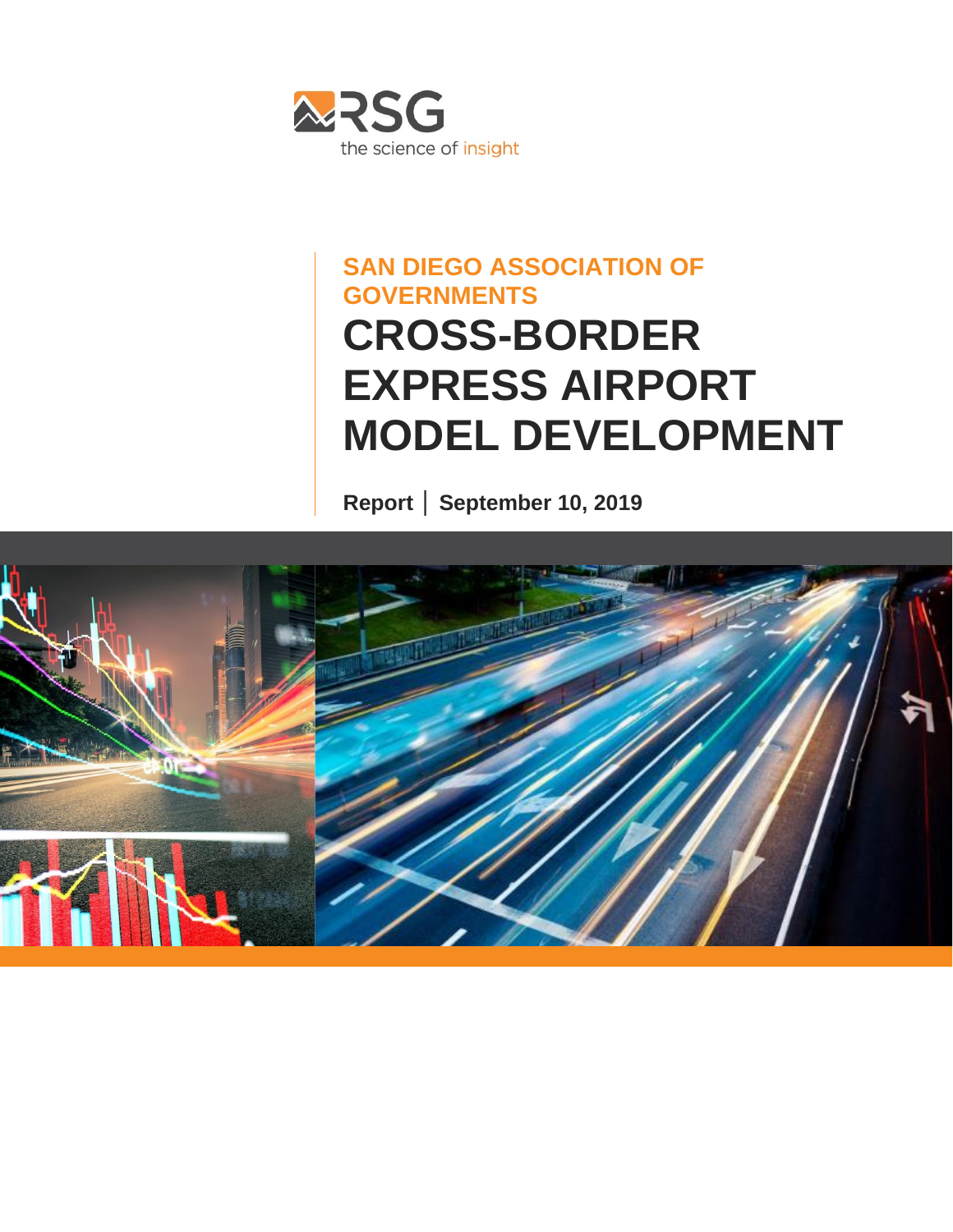RSG

the science of insight

**SAN DIEGO ASSOCIATION OF GOVERNMENTS**

# CROSS-BORDER EXPRESS AIRPORT MODEL DEVELOPMENT

**Report | September 10, 2019**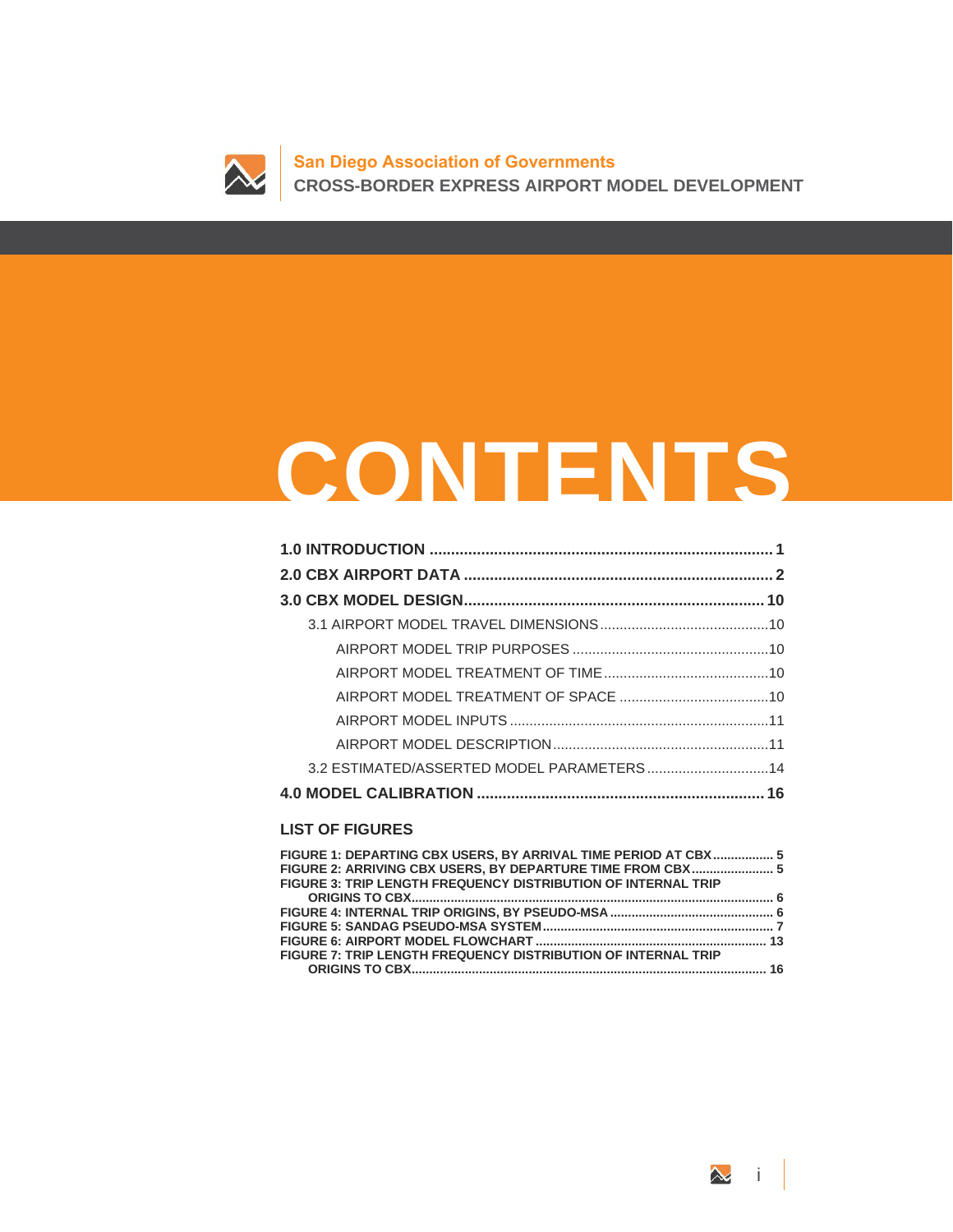San Diego Association of Governments
CROSS-BORDER EXPRESS AIRPORT MODEL DEVELOPMENT

# CONTENTS

**1.0 INTRODUCTION** ........................................................ **1**

**2.0 CBX AIRPORT DATA** ........................................................ **2**

**3.0 CBX MODEL DESIGN** ........................................................ **10**

- 3.1 AIRPORT MODEL TRAVEL DIMENSIONS ........................................................ 10
  - AIRPORT MODEL TRIP PURPOSES ........................................................ 10
  - AIRPORT MODEL TREATMENT OF TIME ........................................................ 10
  - AIRPORT MODEL TREATMENT OF SPACE ........................................................ 10
  - AIRPORT MODEL INPUTS ........................................................ 11
  - AIRPORT MODEL DESCRIPTION ........................................................ 11
- 3.2 ESTIMATED/ASSERTED MODEL PARAMETERS ........................................................ 14

**4.0 MODEL CALIBRATION** ........................................................ **16**

## LIST OF FIGURES

**FIGURE 1: DEPARTING CBX USERS, BY ARRIVAL TIME PERIOD AT CBX** ........ 5
**FIGURE 2: ARRIVING CBX USERS, BY DEPARTURE TIME FROM CBX** ........ 5
**FIGURE 3: TRIP LENGTH FREQUENCY DISTRIBUTION OF INTERNAL TRIP ORIGINS TO CBX** ........ 6
**FIGURE 4: INTERNAL TRIP ORIGINS, BY PSEUDO-MSA** ........ 6
**FIGURE 5: SANDAG PSEUDO-MSA SYSTEM** ........ 7
**FIGURE 6: AIRPORT MODEL FLOWCHART** ........ 13
**FIGURE 7: TRIP LENGTH FREQUENCY DISTRIBUTION OF INTERNAL TRIP ORIGINS TO CBX** ........ 16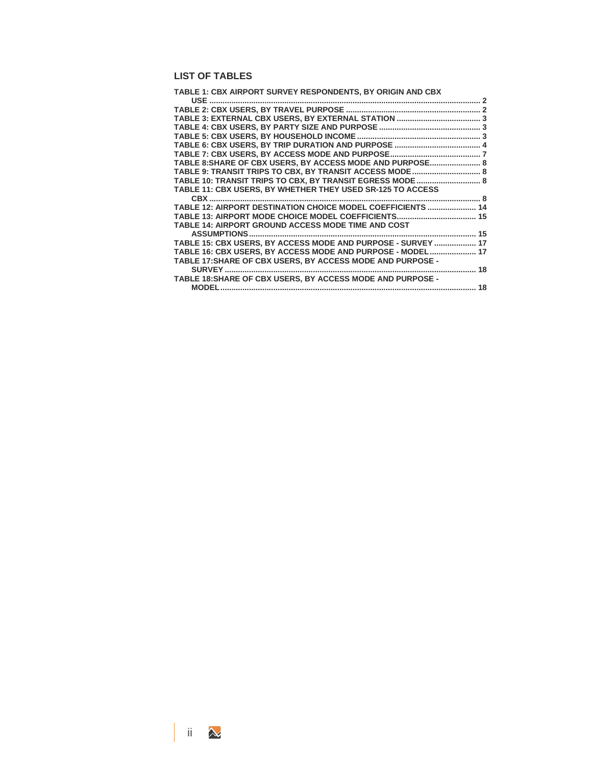## LIST OF TABLES

TABLE 1: CBX AIRPORT SURVEY RESPONDENTS, BY ORIGIN AND CBX USE ........ 2
TABLE 2: CBX USERS, BY TRAVEL PURPOSE ........ 2
TABLE 3: EXTERNAL CBX USERS, BY EXTERNAL STATION ........ 3
TABLE 4: CBX USERS, BY PARTY SIZE AND PURPOSE ........ 3
TABLE 5: CBX USERS, BY HOUSEHOLD INCOME ........ 3
TABLE 6: CBX USERS, BY TRIP DURATION AND PURPOSE ........ 4
TABLE 7: CBX USERS, BY ACCESS MODE AND PURPOSE ........ 7
TABLE 8:SHARE OF CBX USERS, BY ACCESS MODE AND PURPOSE ........ 8
TABLE 9: TRANSIT TRIPS TO CBX, BY TRANSIT ACCESS MODE ........ 8
TABLE 10: TRANSIT TRIPS TO CBX, BY TRANSIT EGRESS MODE ........ 8
TABLE 11: CBX USERS, BY WHETHER THEY USED SR-125 TO ACCESS CBX ........ 8
TABLE 12: AIRPORT DESTINATION CHOICE MODEL COEFFICIENTS ........ 14
TABLE 13: AIRPORT MODE CHOICE MODEL COEFFICIENTS ........ 15
TABLE 14: AIRPORT GROUND ACCESS MODE TIME AND COST ASSUMPTIONS ........ 15
TABLE 15: CBX USERS, BY ACCESS MODE AND PURPOSE - SURVEY ........ 17
TABLE 16: CBX USERS, BY ACCESS MODE AND PURPOSE - MODEL ........ 17
TABLE 17:SHARE OF CBX USERS, BY ACCESS MODE AND PURPOSE - SURVEY ........ 18
TABLE 18:SHARE OF CBX USERS, BY ACCESS MODE AND PURPOSE - MODEL ........ 18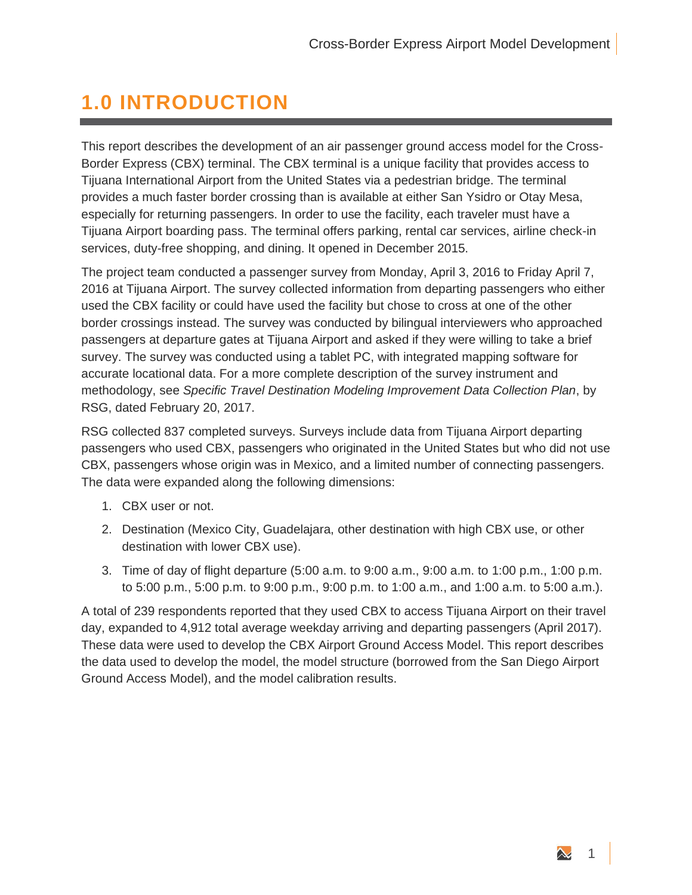# 1.0 INTRODUCTION

This report describes the development of an air passenger ground access model for the Cross-Border Express (CBX) terminal. The CBX terminal is a unique facility that provides access to Tijuana International Airport from the United States via a pedestrian bridge. The terminal provides a much faster border crossing than is available at either San Ysidro or Otay Mesa, especially for returning passengers. In order to use the facility, each traveler must have a Tijuana Airport boarding pass. The terminal offers parking, rental car services, airline check-in services, duty-free shopping, and dining. It opened in December 2015.

The project team conducted a passenger survey from Monday, April 3, 2016 to Friday April 7, 2016 at Tijuana Airport. The survey collected information from departing passengers who either used the CBX facility or could have used the facility but chose to cross at one of the other border crossings instead. The survey was conducted by bilingual interviewers who approached passengers at departure gates at Tijuana Airport and asked if they were willing to take a brief survey. The survey was conducted using a tablet PC, with integrated mapping software for accurate locational data. For a more complete description of the survey instrument and methodology, see *Specific Travel Destination Modeling Improvement Data Collection Plan*, by RSG, dated February 20, 2017.

RSG collected 837 completed surveys. Surveys include data from Tijuana Airport departing passengers who used CBX, passengers who originated in the United States but who did not use CBX, passengers whose origin was in Mexico, and a limited number of connecting passengers. The data were expanded along the following dimensions:

1. CBX user or not.
2. Destination (Mexico City, Guadelajara, other destination with high CBX use, or other destination with lower CBX use).
3. Time of day of flight departure (5:00 a.m. to 9:00 a.m., 9:00 a.m. to 1:00 p.m., 1:00 p.m. to 5:00 p.m., 5:00 p.m. to 9:00 p.m., 9:00 p.m. to 1:00 a.m., and 1:00 a.m. to 5:00 a.m.).

A total of 239 respondents reported that they used CBX to access Tijuana Airport on their travel day, expanded to 4,912 total average weekday arriving and departing passengers (April 2017). These data were used to develop the CBX Airport Ground Access Model. This report describes the data used to develop the model, the model structure (borrowed from the San Diego Airport Ground Access Model), and the model calibration results.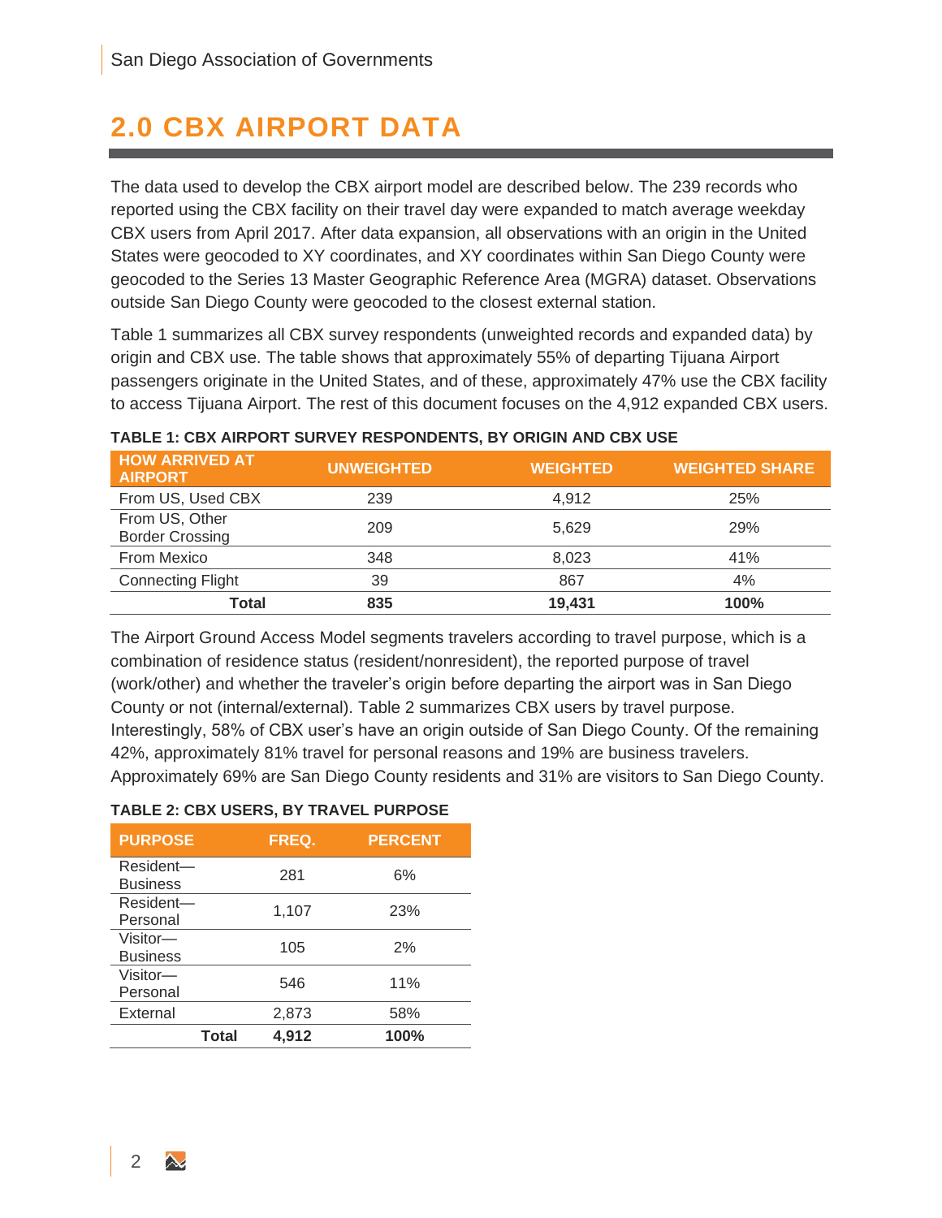# 2.0 CBX AIRPORT DATA

The data used to develop the CBX airport model are described below. The 239 records who reported using the CBX facility on their travel day were expanded to match average weekday CBX users from April 2017. After data expansion, all observations with an origin in the United States were geocoded to XY coordinates, and XY coordinates within San Diego County were geocoded to the Series 13 Master Geographic Reference Area (MGRA) dataset. Observations outside San Diego County were geocoded to the closest external station.

Table 1 summarizes all CBX survey respondents (unweighted records and expanded data) by origin and CBX use. The table shows that approximately 55% of departing Tijuana Airport passengers originate in the United States, and of these, approximately 47% use the CBX facility to access Tijuana Airport. The rest of this document focuses on the 4,912 expanded CBX users.

**TABLE 1: CBX AIRPORT SURVEY RESPONDENTS, BY ORIGIN AND CBX USE**

| HOW ARRIVED AT AIRPORT | UNWEIGHTED | WEIGHTED | WEIGHTED SHARE |
|---|---|---|---|
| From US, Used CBX | 239 | 4,912 | 25% |
| From US, Other Border Crossing | 209 | 5,629 | 29% |
| From Mexico | 348 | 8,023 | 41% |
| Connecting Flight | 39 | 867 | 4% |
| **Total** | **835** | **19,431** | **100%** |

The Airport Ground Access Model segments travelers according to travel purpose, which is a combination of residence status (resident/nonresident), the reported purpose of travel (work/other) and whether the traveler's origin before departing the airport was in San Diego County or not (internal/external). Table 2 summarizes CBX users by travel purpose. Interestingly, 58% of CBX user's have an origin outside of San Diego County. Of the remaining 42%, approximately 81% travel for personal reasons and 19% are business travelers. Approximately 69% are San Diego County residents and 31% are visitors to San Diego County.

**TABLE 2: CBX USERS, BY TRAVEL PURPOSE**

| PURPOSE | FREQ. | PERCENT |
|---|---|---|
| Resident—Business | 281 | 6% |
| Resident—Personal | 1,107 | 23% |
| Visitor—Business | 105 | 2% |
| Visitor—Personal | 546 | 11% |
| External | 2,873 | 58% |
| **Total** | **4,912** | **100%** |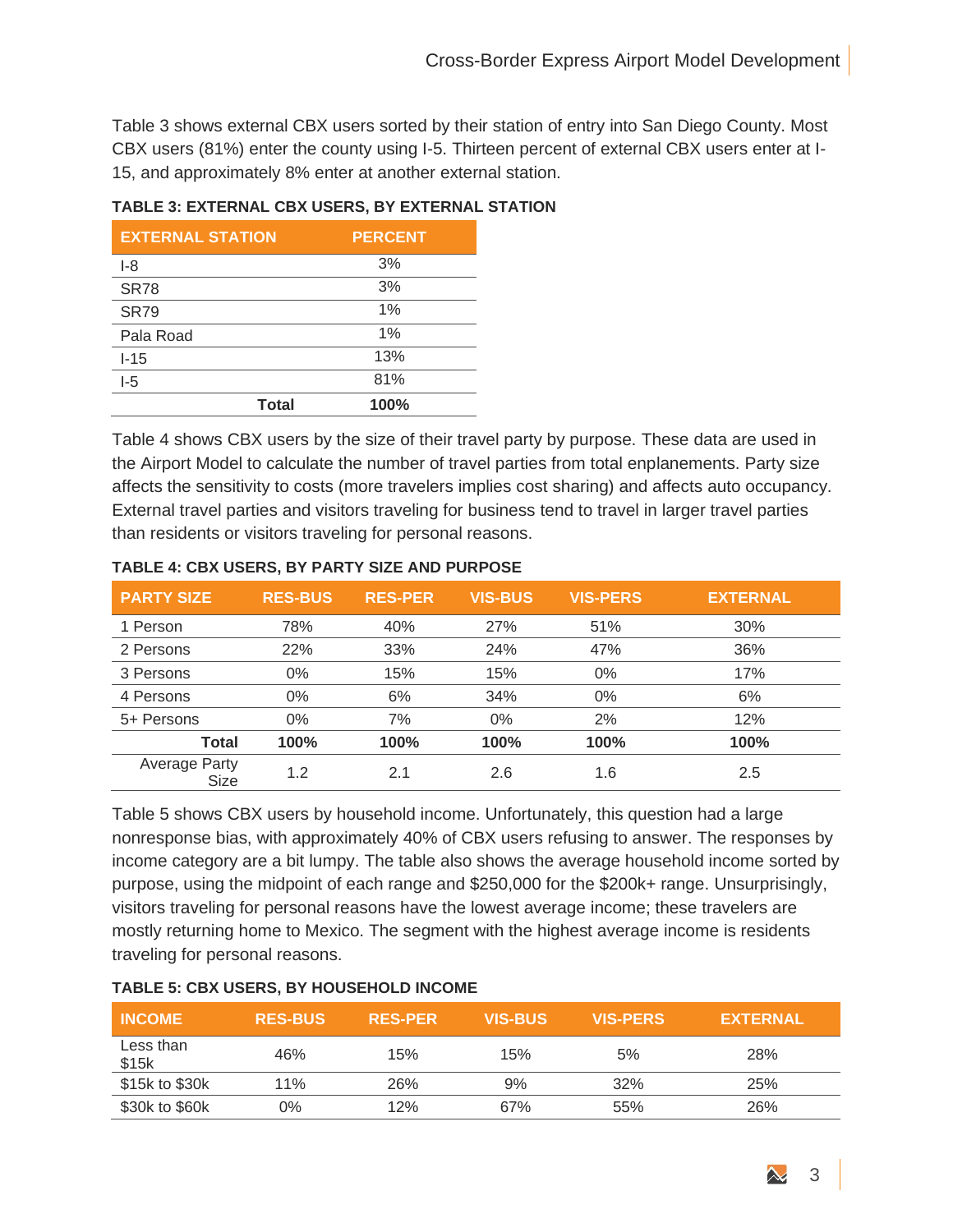Table 3 shows external CBX users sorted by their station of entry into San Diego County. Most CBX users (81%) enter the county using I-5. Thirteen percent of external CBX users enter at I-15, and approximately 8% enter at another external station.

**TABLE 3: EXTERNAL CBX USERS, BY EXTERNAL STATION**

| EXTERNAL STATION | PERCENT |
|---|---|
| I-8 | 3% |
| SR78 | 3% |
| SR79 | 1% |
| Pala Road | 1% |
| I-15 | 13% |
| I-5 | 81% |
| **Total** | **100%** |

Table 4 shows CBX users by the size of their travel party by purpose. These data are used in the Airport Model to calculate the number of travel parties from total enplanements. Party size affects the sensitivity to costs (more travelers implies cost sharing) and affects auto occupancy. External travel parties and visitors traveling for business tend to travel in larger travel parties than residents or visitors traveling for personal reasons.

**TABLE 4: CBX USERS, BY PARTY SIZE AND PURPOSE**

| PARTY SIZE | RES-BUS | RES-PER | VIS-BUS | VIS-PERS | EXTERNAL |
|---|---|---|---|---|---|
| 1 Person | 78% | 40% | 27% | 51% | 30% |
| 2 Persons | 22% | 33% | 24% | 47% | 36% |
| 3 Persons | 0% | 15% | 15% | 0% | 17% |
| 4 Persons | 0% | 6% | 34% | 0% | 6% |
| 5+ Persons | 0% | 7% | 0% | 2% | 12% |
| **Total** | **100%** | **100%** | **100%** | **100%** | **100%** |
| Average Party Size | 1.2 | 2.1 | 2.6 | 1.6 | 2.5 |

Table 5 shows CBX users by household income. Unfortunately, this question had a large nonresponse bias, with approximately 40% of CBX users refusing to answer. The responses by income category are a bit lumpy. The table also shows the average household income sorted by purpose, using the midpoint of each range and $250,000 for the $200k+ range. Unsurprisingly, visitors traveling for personal reasons have the lowest average income; these travelers are mostly returning home to Mexico. The segment with the highest average income is residents traveling for personal reasons.

**TABLE 5: CBX USERS, BY HOUSEHOLD INCOME**

| INCOME | RES-BUS | RES-PER | VIS-BUS | VIS-PERS | EXTERNAL |
|---|---|---|---|---|---|
| Less than $15k | 46% | 15% | 15% | 5% | 28% |
| $15k to $30k | 11% | 26% | 9% | 32% | 25% |
| $30k to $60k | 0% | 12% | 67% | 55% | 26% |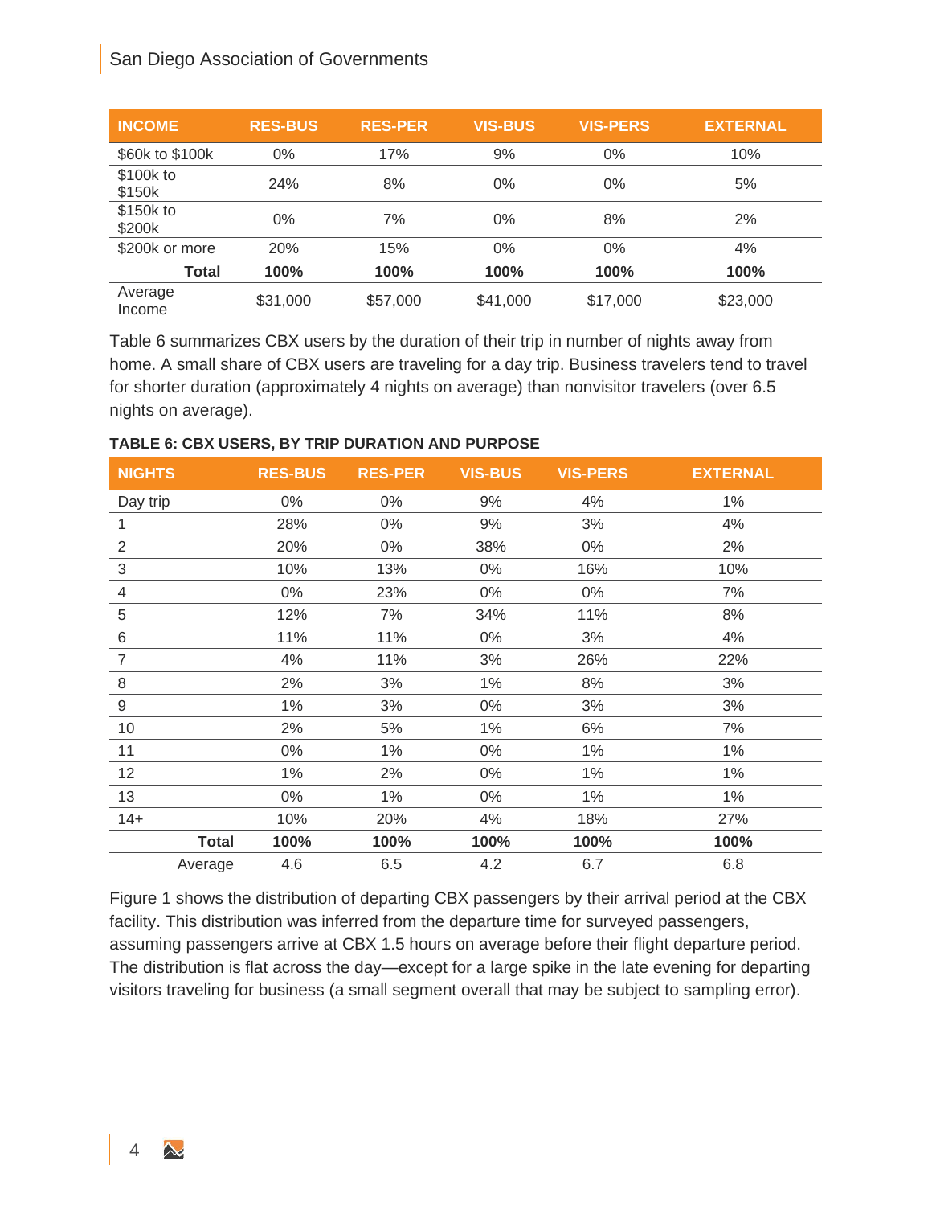| INCOME | RES-BUS | RES-PER | VIS-BUS | VIS-PERS | EXTERNAL |
|---|---|---|---|---|---|
| $60k to $100k | 0% | 17% | 9% | 0% | 10% |
| $100k to $150k | 24% | 8% | 0% | 0% | 5% |
| $150k to $200k | 0% | 7% | 0% | 8% | 2% |
| $200k or more | 20% | 15% | 0% | 0% | 4% |
| **Total** | **100%** | **100%** | **100%** | **100%** | **100%** |
| Average Income | $31,000 | $57,000 | $41,000 | $17,000 | $23,000 |

Table 6 summarizes CBX users by the duration of their trip in number of nights away from home. A small share of CBX users are traveling for a day trip. Business travelers tend to travel for shorter duration (approximately 4 nights on average) than nonvisitor travelers (over 6.5 nights on average).

**TABLE 6: CBX USERS, BY TRIP DURATION AND PURPOSE**

| NIGHTS | RES-BUS | RES-PER | VIS-BUS | VIS-PERS | EXTERNAL |
|---|---|---|---|---|---|
| Day trip | 0% | 0% | 9% | 4% | 1% |
| 1 | 28% | 0% | 9% | 3% | 4% |
| 2 | 20% | 0% | 38% | 0% | 2% |
| 3 | 10% | 13% | 0% | 16% | 10% |
| 4 | 0% | 23% | 0% | 0% | 7% |
| 5 | 12% | 7% | 34% | 11% | 8% |
| 6 | 11% | 11% | 0% | 3% | 4% |
| 7 | 4% | 11% | 3% | 26% | 22% |
| 8 | 2% | 3% | 1% | 8% | 3% |
| 9 | 1% | 3% | 0% | 3% | 3% |
| 10 | 2% | 5% | 1% | 6% | 7% |
| 11 | 0% | 1% | 0% | 1% | 1% |
| 12 | 1% | 2% | 0% | 1% | 1% |
| 13 | 0% | 1% | 0% | 1% | 1% |
| 14+ | 10% | 20% | 4% | 18% | 27% |
| **Total** | **100%** | **100%** | **100%** | **100%** | **100%** |
| Average | 4.6 | 6.5 | 4.2 | 6.7 | 6.8 |

Figure 1 shows the distribution of departing CBX passengers by their arrival period at the CBX facility. This distribution was inferred from the departure time for surveyed passengers, assuming passengers arrive at CBX 1.5 hours on average before their flight departure period. The distribution is flat across the day—except for a large spike in the late evening for departing visitors traveling for business (a small segment overall that may be subject to sampling error).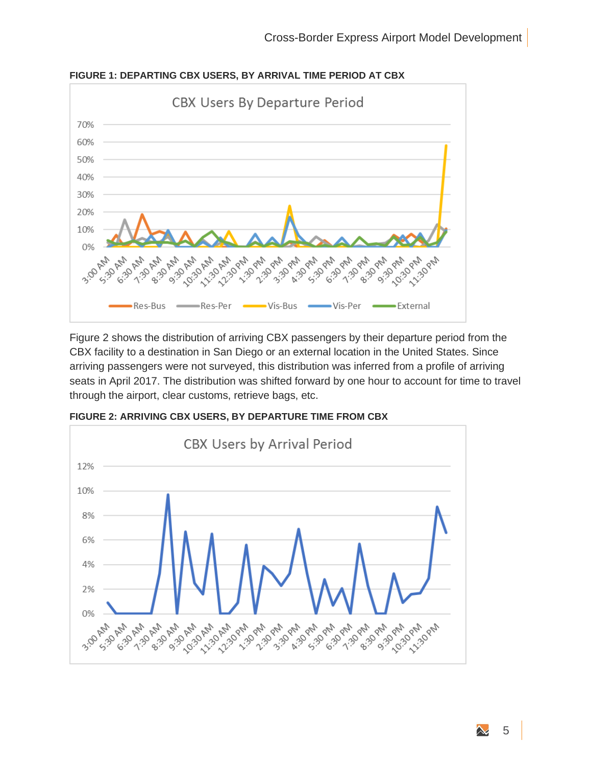**FIGURE 1: DEPARTING CBX USERS, BY ARRIVAL TIME PERIOD AT CBX**

Figure 2 shows the distribution of arriving CBX passengers by their departure period from the CBX facility to a destination in San Diego or an external location in the United States. Since arriving passengers were not surveyed, this distribution was inferred from a profile of arriving seats in April 2017. The distribution was shifted forward by one hour to account for time to travel through the airport, clear customs, retrieve bags, etc.

**FIGURE 2: ARRIVING CBX USERS, BY DEPARTURE TIME FROM CBX**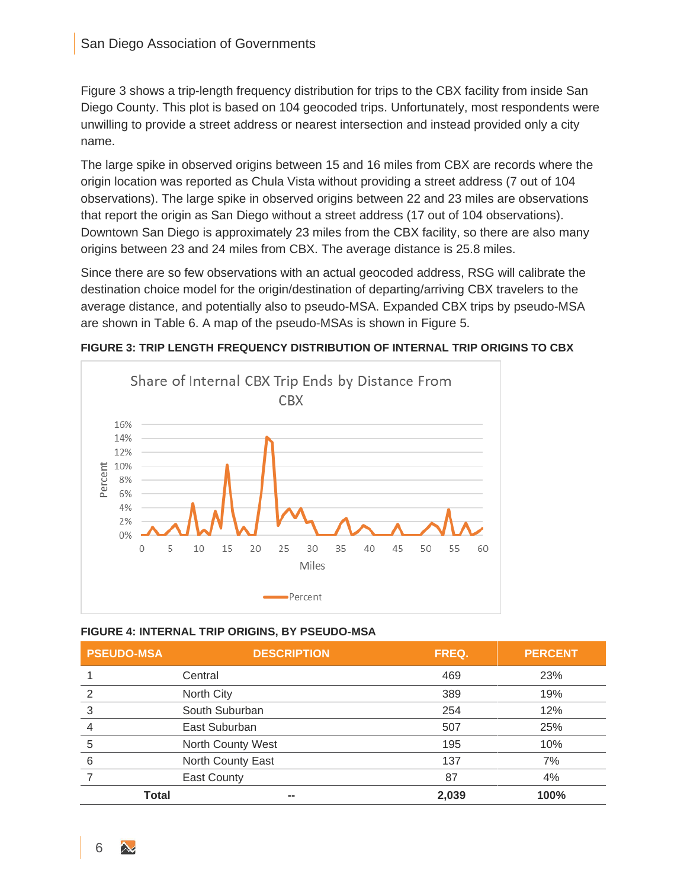Figure 3 shows a trip-length frequency distribution for trips to the CBX facility from inside San Diego County. This plot is based on 104 geocoded trips. Unfortunately, most respondents were unwilling to provide a street address or nearest intersection and instead provided only a city name.

The large spike in observed origins between 15 and 16 miles from CBX are records where the origin location was reported as Chula Vista without providing a street address (7 out of 104 observations). The large spike in observed origins between 22 and 23 miles are observations that report the origin as San Diego without a street address (17 out of 104 observations). Downtown San Diego is approximately 23 miles from the CBX facility, so there are also many origins between 23 and 24 miles from CBX. The average distance is 25.8 miles.

Since there are so few observations with an actual geocoded address, RSG will calibrate the destination choice model for the origin/destination of departing/arriving CBX travelers to the average distance, and potentially also to pseudo-MSA. Expanded CBX trips by pseudo-MSA are shown in Table 6. A map of the pseudo-MSAs is shown in Figure 5.

**FIGURE 3: TRIP LENGTH FREQUENCY DISTRIBUTION OF INTERNAL TRIP ORIGINS TO CBX**

**FIGURE 4: INTERNAL TRIP ORIGINS, BY PSEUDO-MSA**

| PSEUDO-MSA | DESCRIPTION | FREQ. | PERCENT |
|---|---|---|---|
| 1 | Central | 469 | 23% |
| 2 | North City | 389 | 19% |
| 3 | South Suburban | 254 | 12% |
| 4 | East Suburban | 507 | 25% |
| 5 | North County West | 195 | 10% |
| 6 | North County East | 137 | 7% |
| 7 | East County | 87 | 4% |
| **Total** | -- | **2,039** | **100%** |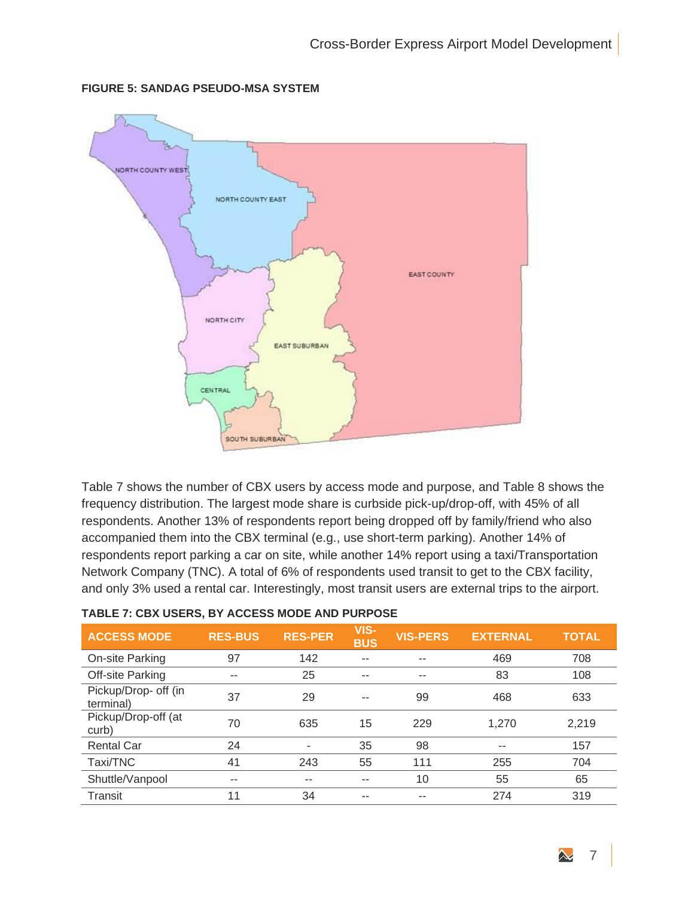**FIGURE 5: SANDAG PSEUDO-MSA SYSTEM**

Table 7 shows the number of CBX users by access mode and purpose, and Table 8 shows the frequency distribution. The largest mode share is curbside pick-up/drop-off, with 45% of all respondents. Another 13% of respondents report being dropped off by family/friend who also accompanied them into the CBX terminal (e.g., use short-term parking). Another 14% of respondents report parking a car on site, while another 14% report using a taxi/Transportation Network Company (TNC). A total of 6% of respondents used transit to get to the CBX facility, and only 3% used a rental car. Interestingly, most transit users are external trips to the airport.

**TABLE 7: CBX USERS, BY ACCESS MODE AND PURPOSE**

| ACCESS MODE | RES-BUS | RES-PER | VIS-BUS | VIS-PERS | EXTERNAL | TOTAL |
|---|---|---|---|---|---|---|
| On-site Parking | 97 | 142 | -- | -- | 469 | 708 |
| Off-site Parking | -- | 25 | -- | -- | 83 | 108 |
| Pickup/Drop- off (in terminal) | 37 | 29 | -- | 99 | 468 | 633 |
| Pickup/Drop-off (at curb) | 70 | 635 | 15 | 229 | 1,270 | 2,219 |
| Rental Car | 24 | - | 35 | 98 | -- | 157 |
| Taxi/TNC | 41 | 243 | 55 | 111 | 255 | 704 |
| Shuttle/Vanpool | -- | -- | -- | 10 | 55 | 65 |
| Transit | 11 | 34 | -- | -- | 274 | 319 |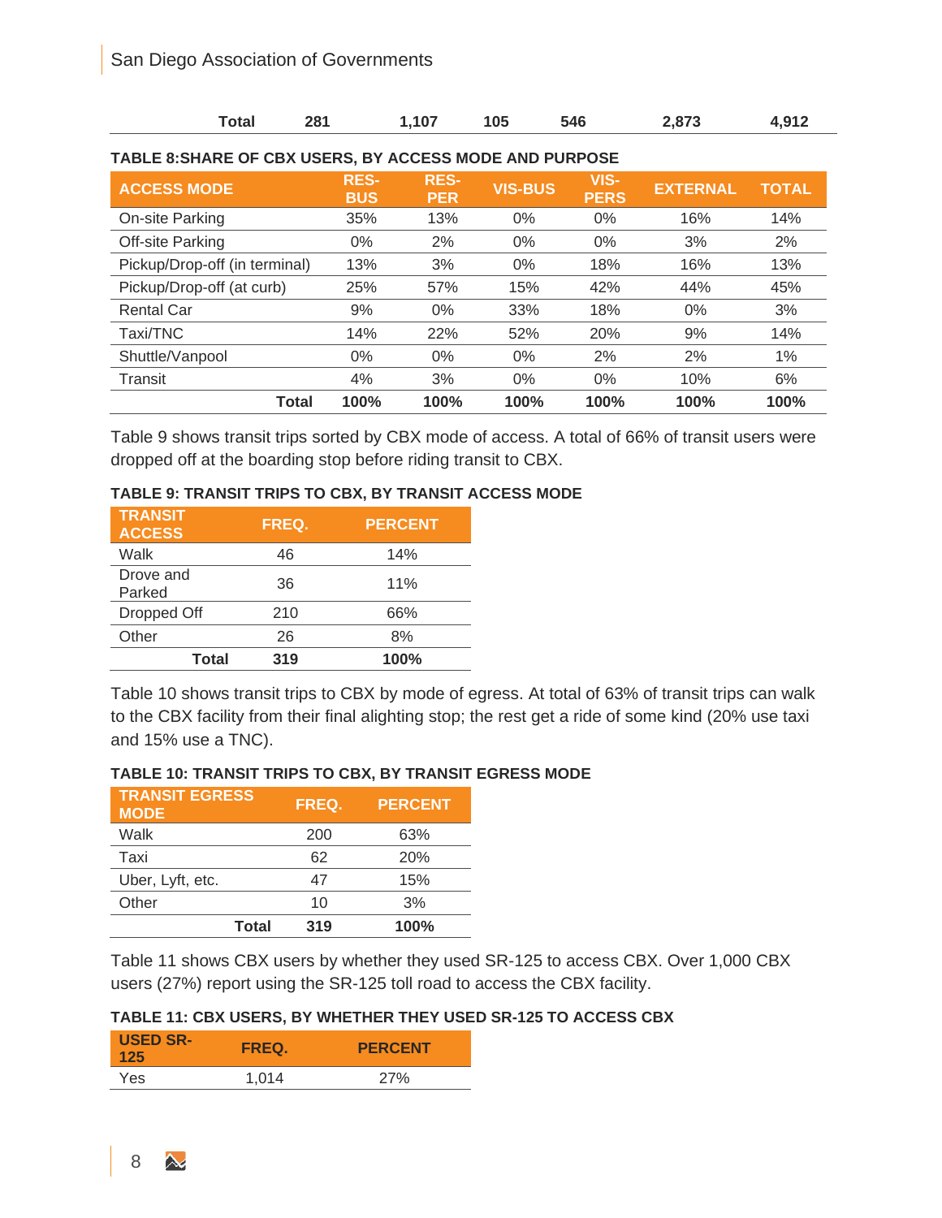| Total | 281 | 1,107 | 105 | 546 | 2,873 | 4,912 |
|---|---|---|---|---|---|---|

**TABLE 8:SHARE OF CBX USERS, BY ACCESS MODE AND PURPOSE**

| ACCESS MODE | RES-BUS | RES-PER | VIS-BUS | VIS-PERS | EXTERNAL | TOTAL |
|---|---|---|---|---|---|---|
| On-site Parking | 35% | 13% | 0% | 0% | 16% | 14% |
| Off-site Parking | 0% | 2% | 0% | 0% | 3% | 2% |
| Pickup/Drop-off (in terminal) | 13% | 3% | 0% | 18% | 16% | 13% |
| Pickup/Drop-off (at curb) | 25% | 57% | 15% | 42% | 44% | 45% |
| Rental Car | 9% | 0% | 33% | 18% | 0% | 3% |
| Taxi/TNC | 14% | 22% | 52% | 20% | 9% | 14% |
| Shuttle/Vanpool | 0% | 0% | 0% | 2% | 2% | 1% |
| Transit | 4% | 3% | 0% | 0% | 10% | 6% |
| **Total** | **100%** | **100%** | **100%** | **100%** | **100%** | **100%** |

Table 9 shows transit trips sorted by CBX mode of access. A total of 66% of transit users were dropped off at the boarding stop before riding transit to CBX.

**TABLE 9: TRANSIT TRIPS TO CBX, BY TRANSIT ACCESS MODE**

| TRANSIT ACCESS | FREQ. | PERCENT |
|---|---|---|
| Walk | 46 | 14% |
| Drove and Parked | 36 | 11% |
| Dropped Off | 210 | 66% |
| Other | 26 | 8% |
| **Total** | **319** | **100%** |

Table 10 shows transit trips to CBX by mode of egress. At total of 63% of transit trips can walk to the CBX facility from their final alighting stop; the rest get a ride of some kind (20% use taxi and 15% use a TNC).

**TABLE 10: TRANSIT TRIPS TO CBX, BY TRANSIT EGRESS MODE**

| TRANSIT EGRESS MODE | FREQ. | PERCENT |
|---|---|---|
| Walk | 200 | 63% |
| Taxi | 62 | 20% |
| Uber, Lyft, etc. | 47 | 15% |
| Other | 10 | 3% |
| **Total** | **319** | **100%** |

Table 11 shows CBX users by whether they used SR-125 to access CBX. Over 1,000 CBX users (27%) report using the SR-125 toll road to access the CBX facility.

**TABLE 11: CBX USERS, BY WHETHER THEY USED SR-125 TO ACCESS CBX**

| USED SR-125 | FREQ. | PERCENT |
|---|---|---|
| Yes | 1,014 | 27% |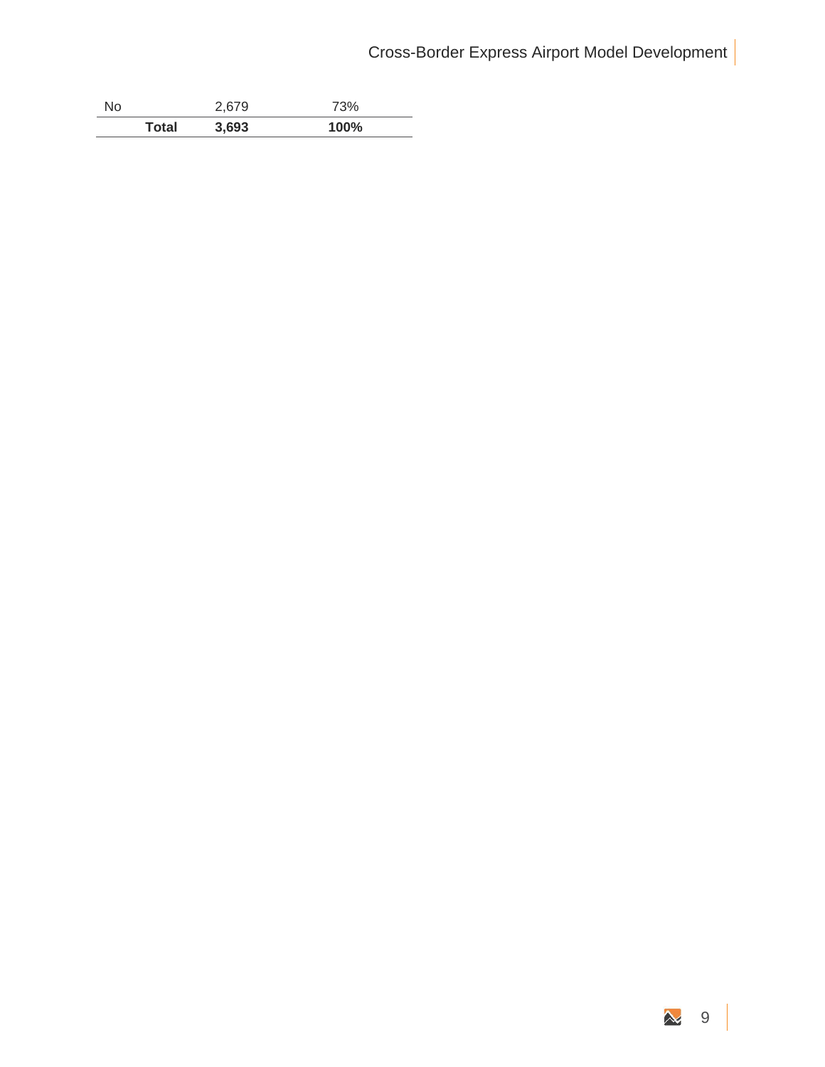| | | |
|---|---|---|
| No | 2,679 | 73% |
| **Total** | **3,693** | **100%** |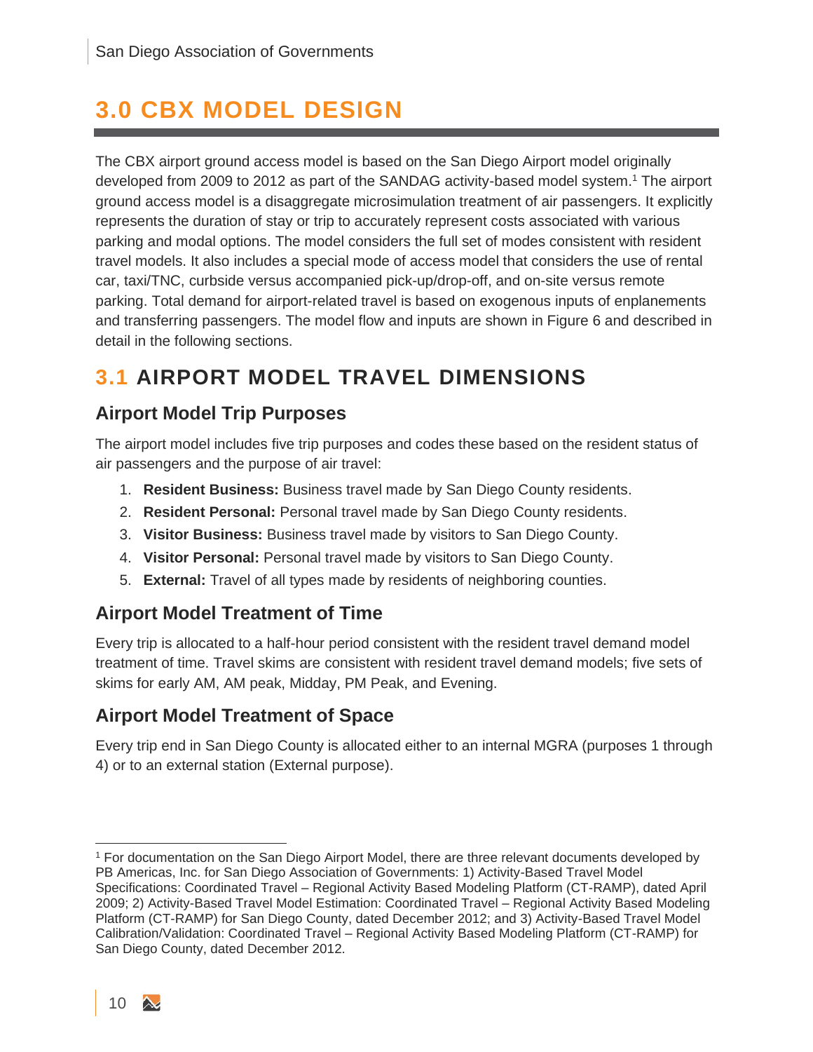# 3.0 CBX MODEL DESIGN

The CBX airport ground access model is based on the San Diego Airport model originally developed from 2009 to 2012 as part of the SANDAG activity-based model system.[1] The airport ground access model is a disaggregate microsimulation treatment of air passengers. It explicitly represents the duration of stay or trip to accurately represent costs associated with various parking and modal options. The model considers the full set of modes consistent with resident travel models. It also includes a special mode of access model that considers the use of rental car, taxi/TNC, curbside versus accompanied pick-up/drop-off, and on-site versus remote parking. Total demand for airport-related travel is based on exogenous inputs of enplanements and transferring passengers. The model flow and inputs are shown in Figure 6 and described in detail in the following sections.

## 3.1 AIRPORT MODEL TRAVEL DIMENSIONS

### Airport Model Trip Purposes

The airport model includes five trip purposes and codes these based on the resident status of air passengers and the purpose of air travel:

1. **Resident Business:** Business travel made by San Diego County residents.
2. **Resident Personal:** Personal travel made by San Diego County residents.
3. **Visitor Business:** Business travel made by visitors to San Diego County.
4. **Visitor Personal:** Personal travel made by visitors to San Diego County.
5. **External:** Travel of all types made by residents of neighboring counties.

### Airport Model Treatment of Time

Every trip is allocated to a half-hour period consistent with the resident travel demand model treatment of time. Travel skims are consistent with resident travel demand models; five sets of skims for early AM, AM peak, Midday, PM Peak, and Evening.

### Airport Model Treatment of Space

Every trip end in San Diego County is allocated either to an internal MGRA (purposes 1 through 4) or to an external station (External purpose).

[1] For documentation on the San Diego Airport Model, there are three relevant documents developed by PB Americas, Inc. for San Diego Association of Governments: 1) Activity-Based Travel Model Specifications: Coordinated Travel – Regional Activity Based Modeling Platform (CT-RAMP), dated April 2009; 2) Activity-Based Travel Model Estimation: Coordinated Travel – Regional Activity Based Modeling Platform (CT-RAMP) for San Diego County, dated December 2012; and 3) Activity-Based Travel Model Calibration/Validation: Coordinated Travel – Regional Activity Based Modeling Platform (CT-RAMP) for San Diego County, dated December 2012.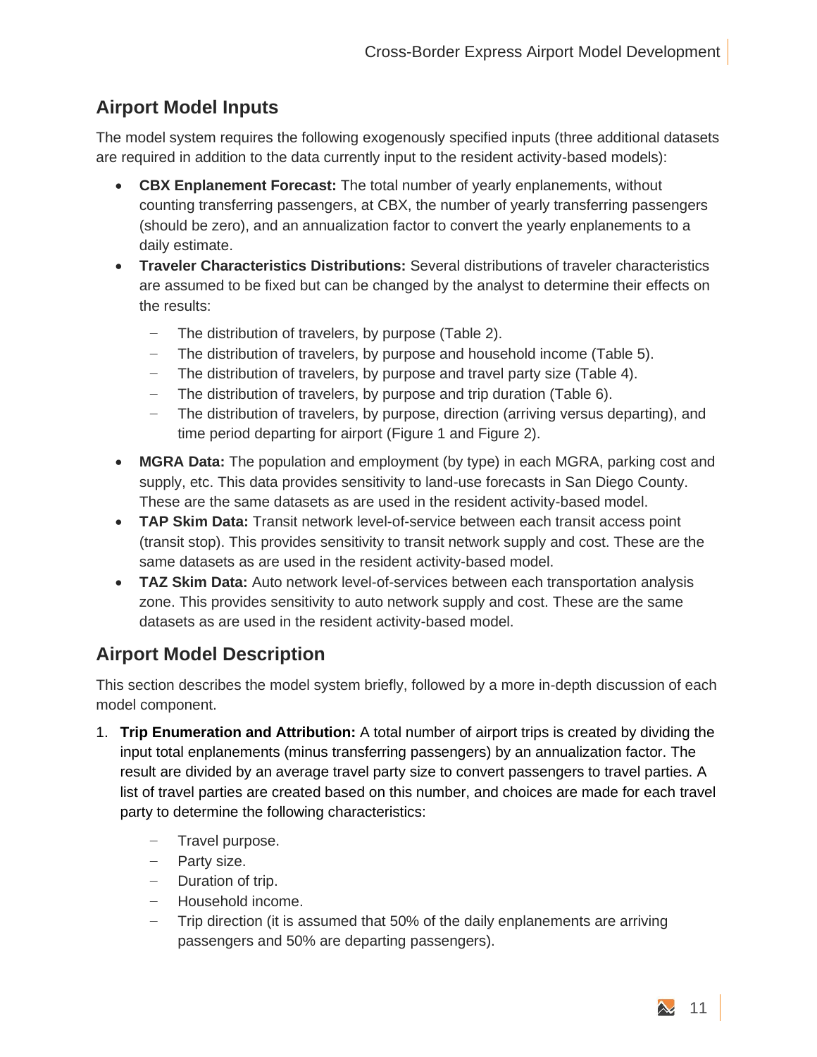## Airport Model Inputs

The model system requires the following exogenously specified inputs (three additional datasets are required in addition to the data currently input to the resident activity-based models):

- **CBX Enplanement Forecast:** The total number of yearly enplanements, without counting transferring passengers, at CBX, the number of yearly transferring passengers (should be zero), and an annualization factor to convert the yearly enplanements to a daily estimate.
- **Traveler Characteristics Distributions:** Several distributions of traveler characteristics are assumed to be fixed but can be changed by the analyst to determine their effects on the results:
  - The distribution of travelers, by purpose (Table 2).
  - The distribution of travelers, by purpose and household income (Table 5).
  - The distribution of travelers, by purpose and travel party size (Table 4).
  - The distribution of travelers, by purpose and trip duration (Table 6).
  - The distribution of travelers, by purpose, direction (arriving versus departing), and time period departing for airport (Figure 1 and Figure 2).
- **MGRA Data:** The population and employment (by type) in each MGRA, parking cost and supply, etc. This data provides sensitivity to land-use forecasts in San Diego County. These are the same datasets as are used in the resident activity-based model.
- **TAP Skim Data:** Transit network level-of-service between each transit access point (transit stop). This provides sensitivity to transit network supply and cost. These are the same datasets as are used in the resident activity-based model.
- **TAZ Skim Data:** Auto network level-of-services between each transportation analysis zone. This provides sensitivity to auto network supply and cost. These are the same datasets as are used in the resident activity-based model.

## Airport Model Description

This section describes the model system briefly, followed by a more in-depth discussion of each model component.

1. **Trip Enumeration and Attribution:** A total number of airport trips is created by dividing the input total enplanements (minus transferring passengers) by an annualization factor. The result are divided by an average travel party size to convert passengers to travel parties. A list of travel parties are created based on this number, and choices are made for each travel party to determine the following characteristics:
   - Travel purpose.
   - Party size.
   - Duration of trip.
   - Household income.
   - Trip direction (it is assumed that 50% of the daily enplanements are arriving passengers and 50% are departing passengers).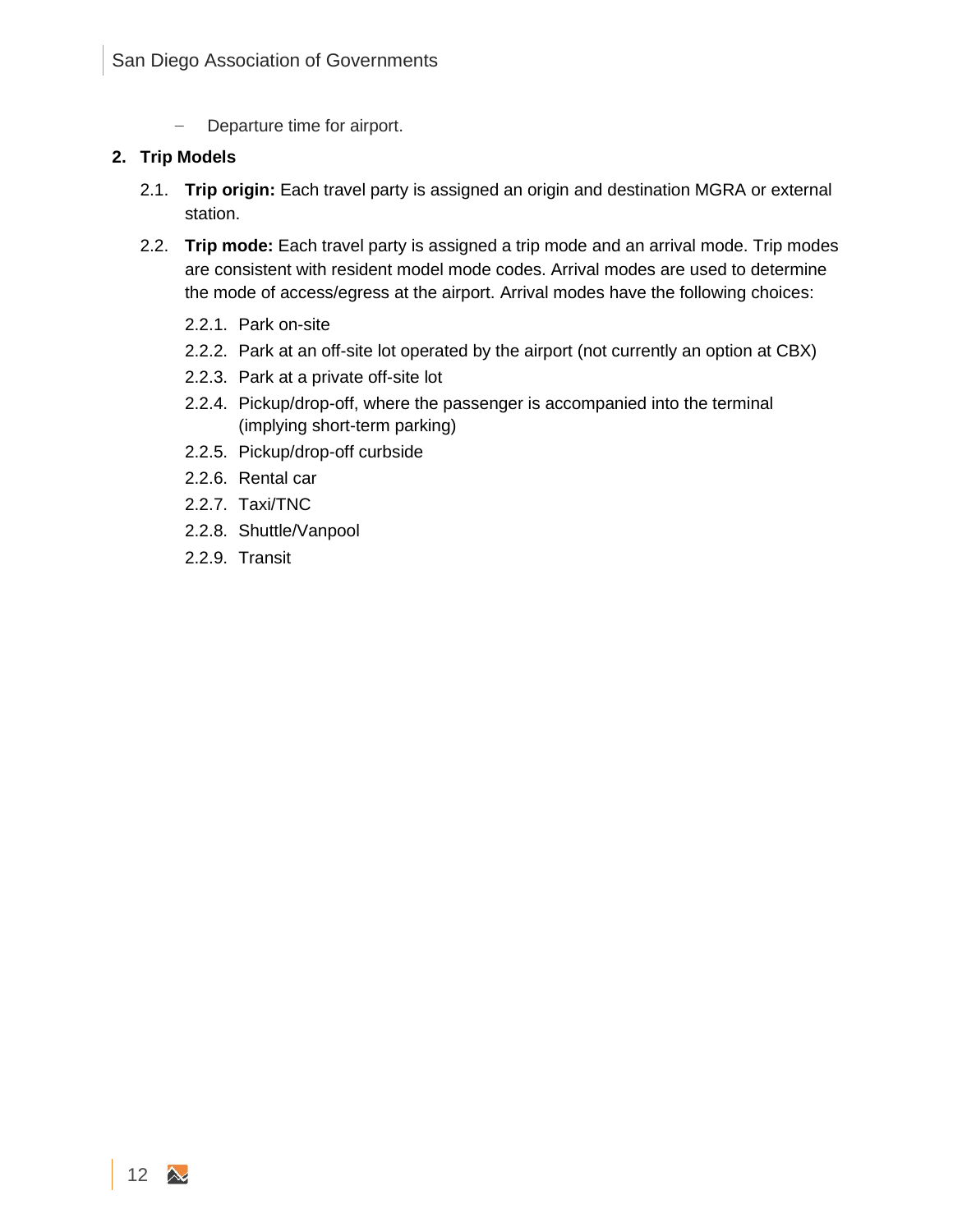- Departure time for airport.

**2. Trip Models**

2.1. **Trip origin:** Each travel party is assigned an origin and destination MGRA or external station.

2.2. **Trip mode:** Each travel party is assigned a trip mode and an arrival mode. Trip modes are consistent with resident model mode codes. Arrival modes are used to determine the mode of access/egress at the airport. Arrival modes have the following choices:

2.2.1. Park on-site

2.2.2. Park at an off-site lot operated by the airport (not currently an option at CBX)

2.2.3. Park at a private off-site lot

2.2.4. Pickup/drop-off, where the passenger is accompanied into the terminal (implying short-term parking)

2.2.5. Pickup/drop-off curbside

2.2.6. Rental car

2.2.7. Taxi/TNC

2.2.8. Shuttle/Vanpool

2.2.9. Transit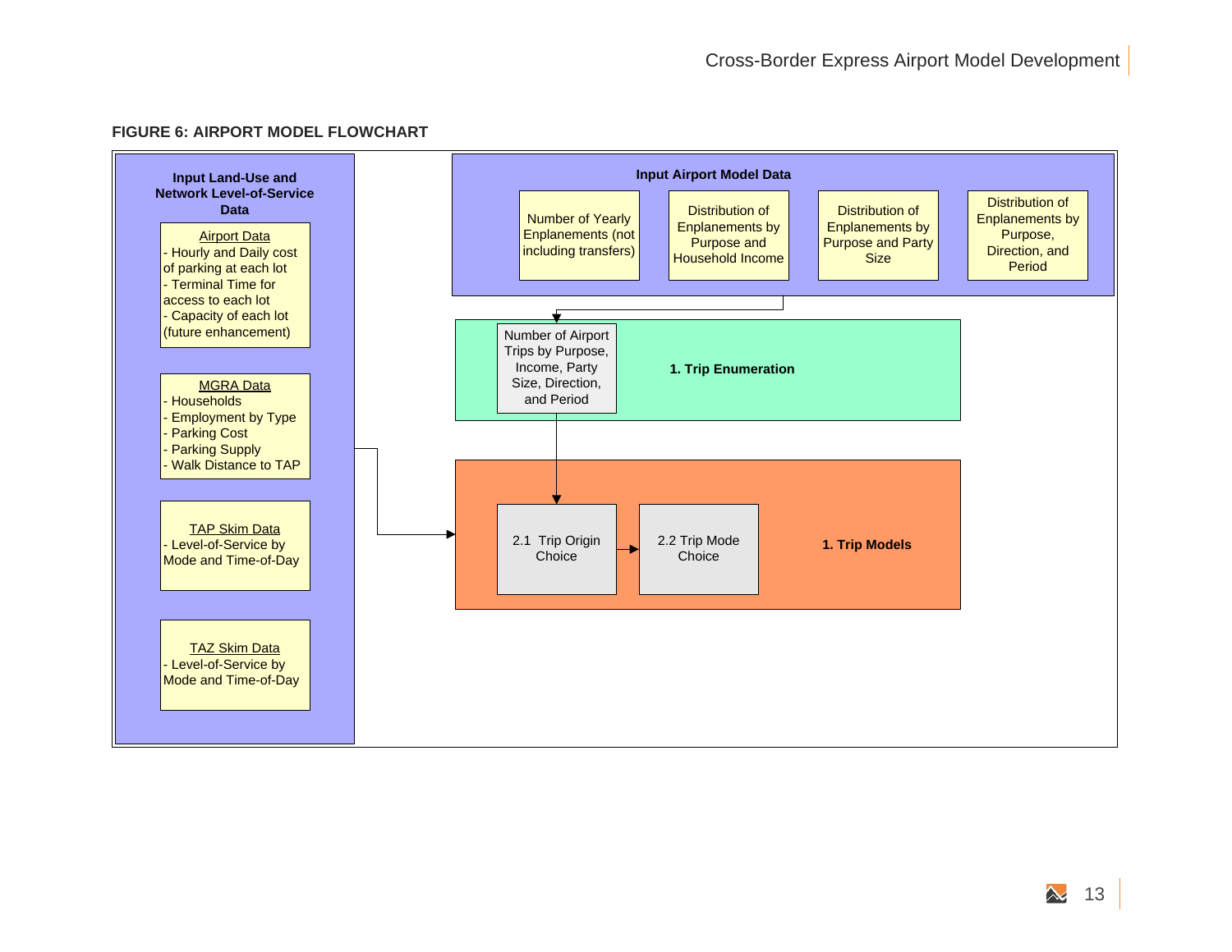**FIGURE 6: AIRPORT MODEL FLOWCHART**

**Input Land-Use and Network Level-of-Service Data**

Airport Data
- Hourly and Daily cost of parking at each lot
- Terminal Time for access to each lot
- Capacity of each lot (future enhancement)

MGRA Data
- Households
- Employment by Type
- Parking Cost
- Parking Supply
- Walk Distance to TAP

TAP Skim Data
- Level-of-Service by Mode and Time-of-Day

TAZ Skim Data
- Level-of-Service by Mode and Time-of-Day

**Input Airport Model Data**

- Number of Yearly Enplanements (not including transfers)
- Distribution of Enplanements by Purpose and Household Income
- Distribution of Enplanements by Purpose and Party Size
- Distribution of Enplanements by Purpose, Direction, and Period

**1. Trip Enumeration**

- Number of Airport Trips by Purpose, Income, Party Size, Direction, and Period

**1. Trip Models**

- 2.1 Trip Origin Choice
- 2.2 Trip Mode Choice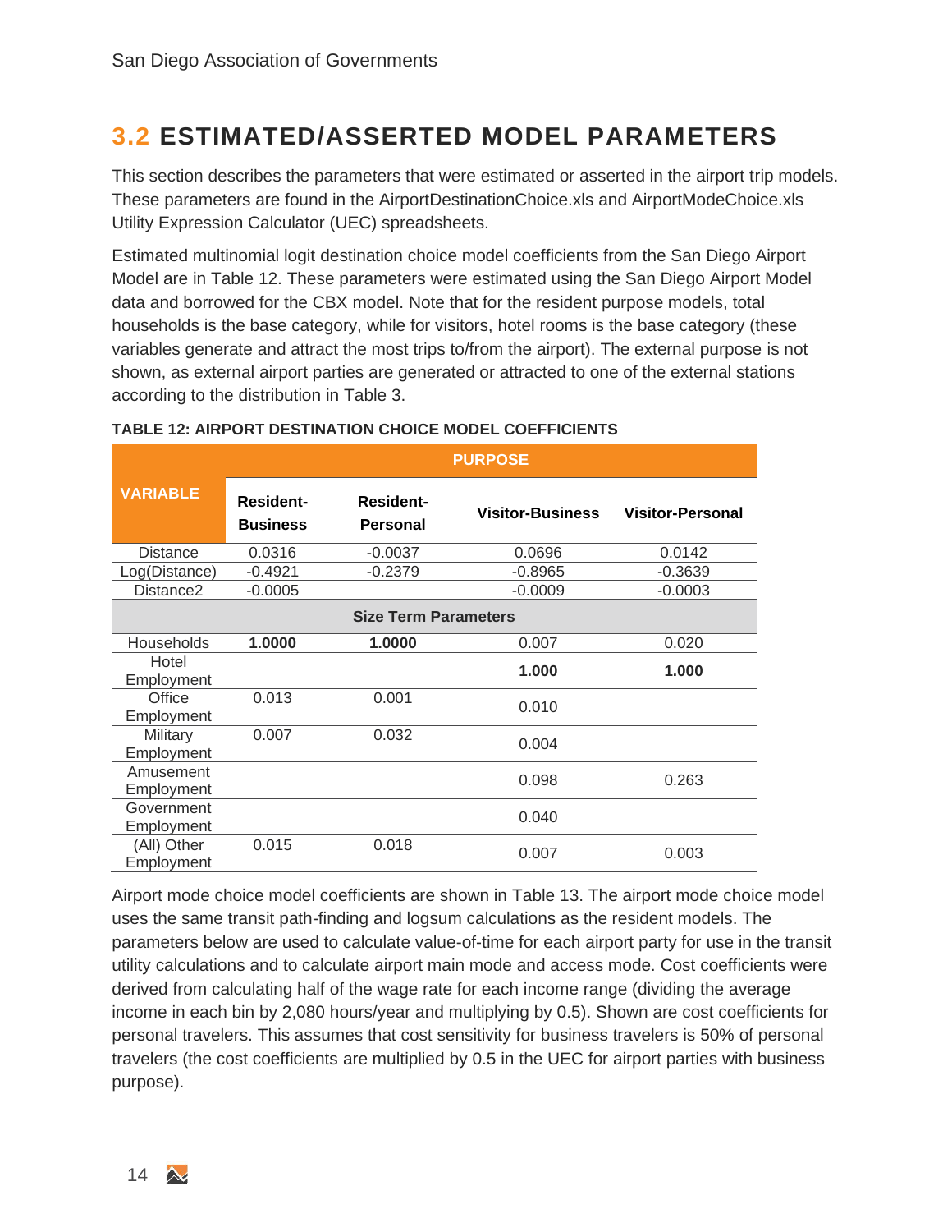## 3.2 ESTIMATED/ASSERTED MODEL PARAMETERS

This section describes the parameters that were estimated or asserted in the airport trip models. These parameters are found in the AirportDestinationChoice.xls and AirportModeChoice.xls Utility Expression Calculator (UEC) spreadsheets.

Estimated multinomial logit destination choice model coefficients from the San Diego Airport Model are in Table 12. These parameters were estimated using the San Diego Airport Model data and borrowed for the CBX model. Note that for the resident purpose models, total households is the base category, while for visitors, hotel rooms is the base category (these variables generate and attract the most trips to/from the airport). The external purpose is not shown, as external airport parties are generated or attracted to one of the external stations according to the distribution in Table 3.

**TABLE 12: AIRPORT DESTINATION CHOICE MODEL COEFFICIENTS**

| VARIABLE | PURPOSE | | | |
|---|---|---|---|---|
| | **Resident-Business** | **Resident-Personal** | **Visitor-Business** | **Visitor-Personal** |
| Distance | 0.0316 | -0.0037 | 0.0696 | 0.0142 |
| Log(Distance) | -0.4921 | -0.2379 | -0.8965 | -0.3639 |
| Distance2 | -0.0005 | | -0.0009 | -0.0003 |
| **Size Term Parameters** | | | | |
| Households | **1.0000** | **1.0000** | 0.007 | 0.020 |
| Hotel Employment | | | **1.000** | **1.000** |
| Office Employment | 0.013 | 0.001 | 0.010 | |
| Military Employment | 0.007 | 0.032 | 0.004 | |
| Amusement Employment | | | 0.098 | 0.263 |
| Government Employment | | | 0.040 | |
| (All) Other Employment | 0.015 | 0.018 | 0.007 | 0.003 |

Airport mode choice model coefficients are shown in Table 13. The airport mode choice model uses the same transit path-finding and logsum calculations as the resident models. The parameters below are used to calculate value-of-time for each airport party for use in the transit utility calculations and to calculate airport main mode and access mode. Cost coefficients were derived from calculating half of the wage rate for each income range (dividing the average income in each bin by 2,080 hours/year and multiplying by 0.5). Shown are cost coefficients for personal travelers. This assumes that cost sensitivity for business travelers is 50% of personal travelers (the cost coefficients are multiplied by 0.5 in the UEC for airport parties with business purpose).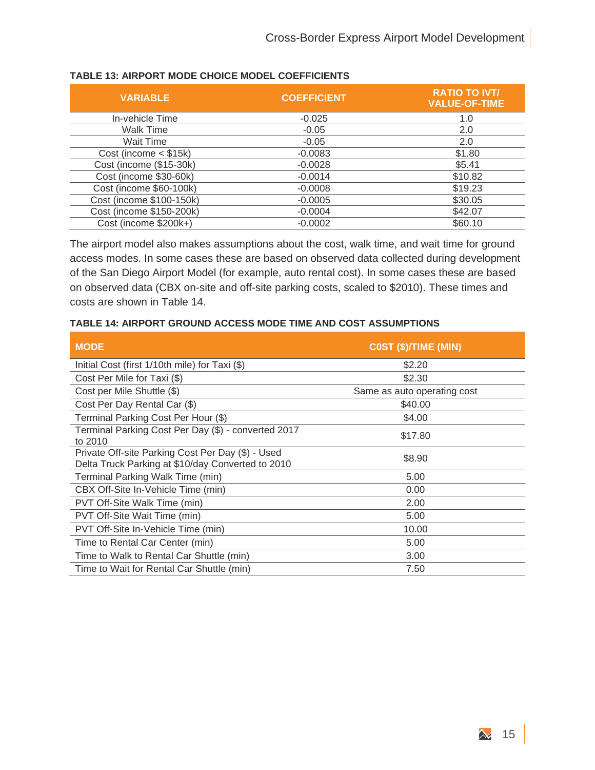**TABLE 13: AIRPORT MODE CHOICE MODEL COEFFICIENTS**

| VARIABLE | COEFFICIENT | RATIO TO IVT/ VALUE-OF-TIME |
|---|---|---|
| In-vehicle Time | -0.025 | 1.0 |
| Walk Time | -0.05 | 2.0 |
| Wait Time | -0.05 | 2.0 |
| Cost (income < $15k) | -0.0083 | $1.80 |
| Cost (income ($15-30k) | -0.0028 | $5.41 |
| Cost (income $30-60k) | -0.0014 | $10.82 |
| Cost (income $60-100k) | -0.0008 | $19.23 |
| Cost (income $100-150k) | -0.0005 | $30.05 |
| Cost (income $150-200k) | -0.0004 | $42.07 |
| Cost (income $200k+) | -0.0002 | $60.10 |

The airport model also makes assumptions about the cost, walk time, and wait time for ground access modes. In some cases these are based on observed data collected during development of the San Diego Airport Model (for example, auto rental cost). In some cases these are based on observed data (CBX on-site and off-site parking costs, scaled to $2010). These times and costs are shown in Table 14.

**TABLE 14: AIRPORT GROUND ACCESS MODE TIME AND COST ASSUMPTIONS**

| MODE | C0ST ($)/TIME (MIN) |
|---|---|
| Initial Cost (first 1/10th mile) for Taxi ($) | $2.20 |
| Cost Per Mile for Taxi ($) | $2.30 |
| Cost per Mile Shuttle ($) | Same as auto operating cost |
| Cost Per Day Rental Car ($) | $40.00 |
| Terminal Parking Cost Per Hour ($) | $4.00 |
| Terminal Parking Cost Per Day ($) - converted 2017 to 2010 | $17.80 |
| Private Off-site Parking Cost Per Day ($) - Used Delta Truck Parking at $10/day Converted to 2010 | $8.90 |
| Terminal Parking Walk Time (min) | 5.00 |
| CBX Off-Site In-Vehicle Time (min) | 0.00 |
| PVT Off-Site Walk Time (min) | 2.00 |
| PVT Off-Site Wait Time (min) | 5.00 |
| PVT Off-Site In-Vehicle Time (min) | 10.00 |
| Time to Rental Car Center (min) | 5.00 |
| Time to Walk to Rental Car Shuttle (min) | 3.00 |
| Time to Wait for Rental Car Shuttle (min) | 7.50 |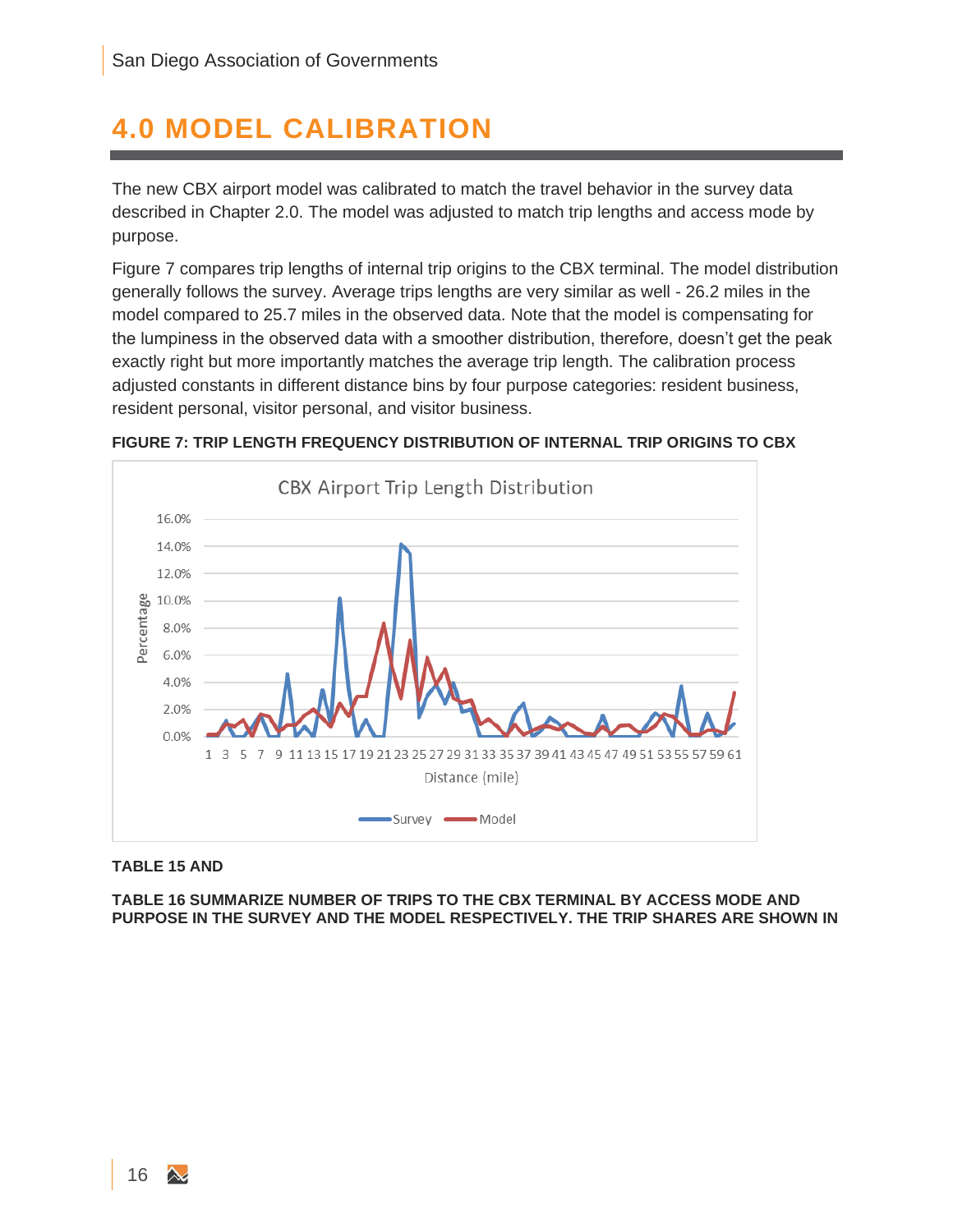# 4.0 MODEL CALIBRATION

The new CBX airport model was calibrated to match the travel behavior in the survey data described in Chapter 2.0. The model was adjusted to match trip lengths and access mode by purpose.

Figure 7 compares trip lengths of internal trip origins to the CBX terminal. The model distribution generally follows the survey. Average trips lengths are very similar as well - 26.2 miles in the model compared to 25.7 miles in the observed data. Note that the model is compensating for the lumpiness in the observed data with a smoother distribution, therefore, doesn't get the peak exactly right but more importantly matches the average trip length. The calibration process adjusted constants in different distance bins by four purpose categories: resident business, resident personal, visitor personal, and visitor business.

**FIGURE 7: TRIP LENGTH FREQUENCY DISTRIBUTION OF INTERNAL TRIP ORIGINS TO CBX**

**TABLE 15 AND**

**TABLE 16 SUMMARIZE NUMBER OF TRIPS TO THE CBX TERMINAL BY ACCESS MODE AND PURPOSE IN THE SURVEY AND THE MODEL RESPECTIVELY. THE TRIP SHARES ARE SHOWN IN**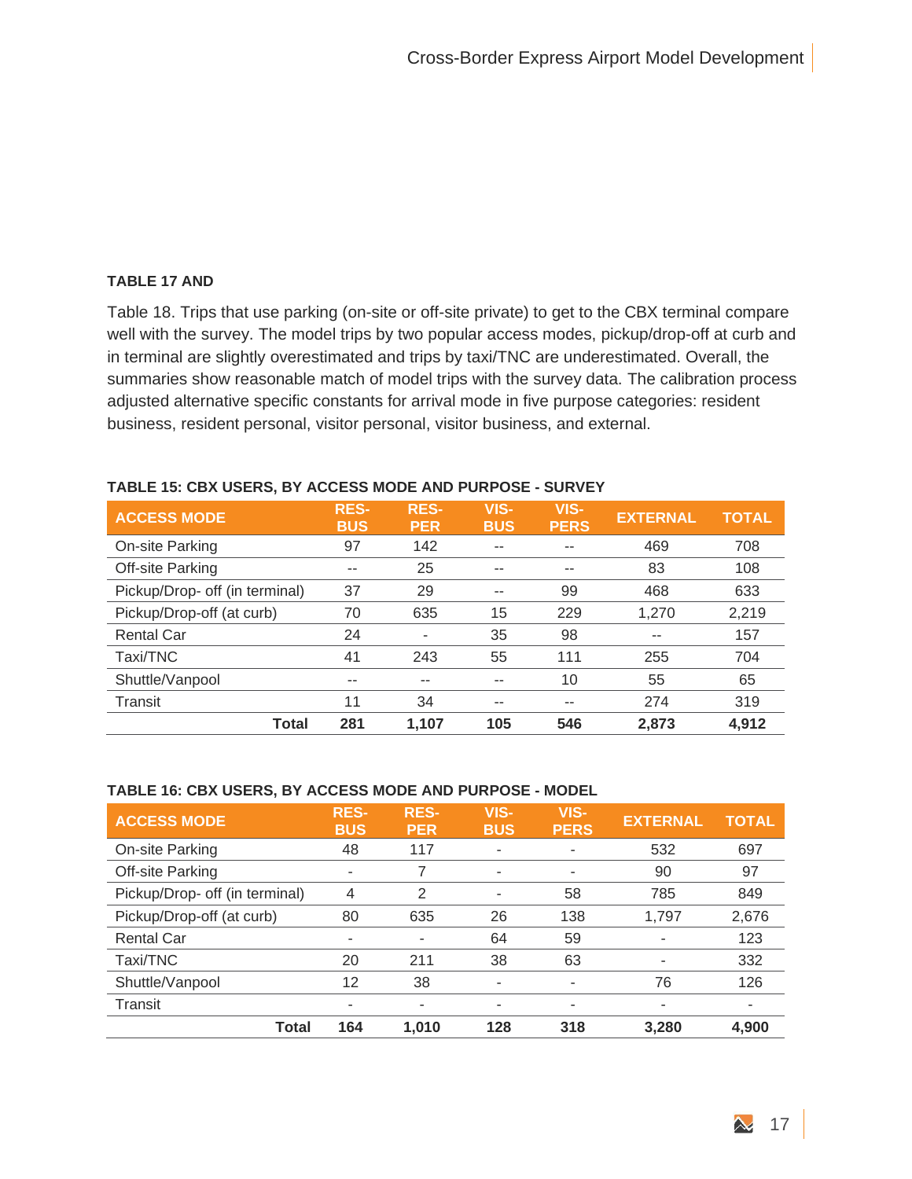**TABLE 17 AND**

Table 18. Trips that use parking (on-site or off-site private) to get to the CBX terminal compare well with the survey. The model trips by two popular access modes, pickup/drop-off at curb and in terminal are slightly overestimated and trips by taxi/TNC are underestimated. Overall, the summaries show reasonable match of model trips with the survey data. The calibration process adjusted alternative specific constants for arrival mode in five purpose categories: resident business, resident personal, visitor personal, visitor business, and external.

**TABLE 15: CBX USERS, BY ACCESS MODE AND PURPOSE - SURVEY**

| ACCESS MODE | RES-BUS | RES-PER | VIS-BUS | VIS-PERS | EXTERNAL | TOTAL |
|---|---|---|---|---|---|---|
| On-site Parking | 97 | 142 | -- | -- | 469 | 708 |
| Off-site Parking | -- | 25 | -- | -- | 83 | 108 |
| Pickup/Drop- off (in terminal) | 37 | 29 | -- | 99 | 468 | 633 |
| Pickup/Drop-off (at curb) | 70 | 635 | 15 | 229 | 1,270 | 2,219 |
| Rental Car | 24 | - | 35 | 98 | -- | 157 |
| Taxi/TNC | 41 | 243 | 55 | 111 | 255 | 704 |
| Shuttle/Vanpool | -- | -- | -- | 10 | 55 | 65 |
| Transit | 11 | 34 | -- | -- | 274 | 319 |
| **Total** | **281** | **1,107** | **105** | **546** | **2,873** | **4,912** |

**TABLE 16: CBX USERS, BY ACCESS MODE AND PURPOSE - MODEL**

| ACCESS MODE | RES-BUS | RES-PER | VIS-BUS | VIS-PERS | EXTERNAL | TOTAL |
|---|---|---|---|---|---|---|
| On-site Parking | 48 | 117 | - | - | 532 | 697 |
| Off-site Parking | - | 7 | - | - | 90 | 97 |
| Pickup/Drop- off (in terminal) | 4 | 2 | - | 58 | 785 | 849 |
| Pickup/Drop-off (at curb) | 80 | 635 | 26 | 138 | 1,797 | 2,676 |
| Rental Car | - | - | 64 | 59 | - | 123 |
| Taxi/TNC | 20 | 211 | 38 | 63 | - | 332 |
| Shuttle/Vanpool | 12 | 38 | - | - | 76 | 126 |
| Transit | - | - | - | - | - | - |
| **Total** | **164** | **1,010** | **128** | **318** | **3,280** | **4,900** |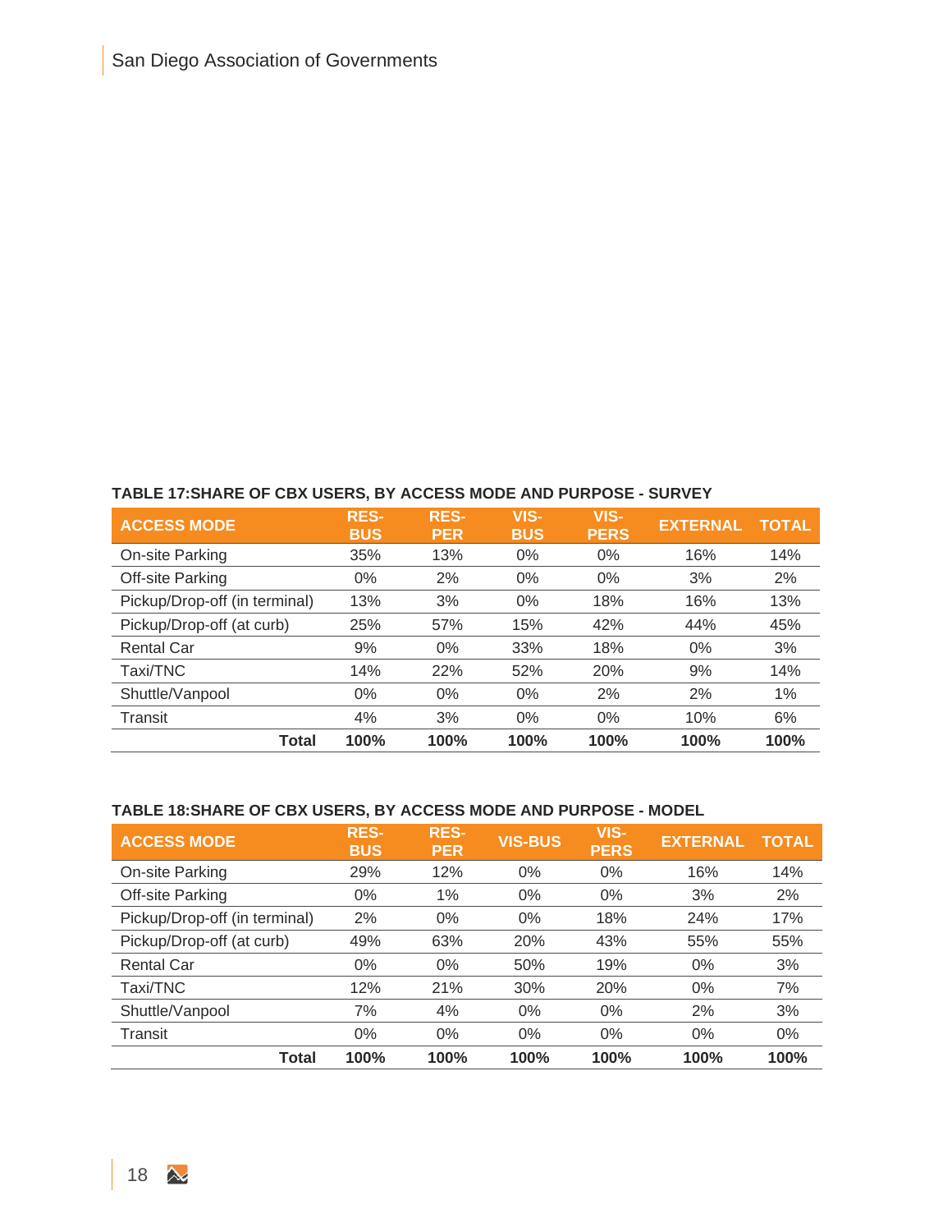**TABLE 17:SHARE OF CBX USERS, BY ACCESS MODE AND PURPOSE - SURVEY**

| ACCESS MODE | RES-BUS | RES-PER | VIS-BUS | VIS-PERS | EXTERNAL | TOTAL |
|---|---|---|---|---|---|---|
| On-site Parking | 35% | 13% | 0% | 0% | 16% | 14% |
| Off-site Parking | 0% | 2% | 0% | 0% | 3% | 2% |
| Pickup/Drop-off (in terminal) | 13% | 3% | 0% | 18% | 16% | 13% |
| Pickup/Drop-off (at curb) | 25% | 57% | 15% | 42% | 44% | 45% |
| Rental Car | 9% | 0% | 33% | 18% | 0% | 3% |
| Taxi/TNC | 14% | 22% | 52% | 20% | 9% | 14% |
| Shuttle/Vanpool | 0% | 0% | 0% | 2% | 2% | 1% |
| Transit | 4% | 3% | 0% | 0% | 10% | 6% |
| **Total** | **100%** | **100%** | **100%** | **100%** | **100%** | **100%** |

**TABLE 18:SHARE OF CBX USERS, BY ACCESS MODE AND PURPOSE - MODEL**

| ACCESS MODE | RES-BUS | RES-PER | VIS-BUS | VIS-PERS | EXTERNAL | TOTAL |
|---|---|---|---|---|---|---|
| On-site Parking | 29% | 12% | 0% | 0% | 16% | 14% |
| Off-site Parking | 0% | 1% | 0% | 0% | 3% | 2% |
| Pickup/Drop-off (in terminal) | 2% | 0% | 0% | 18% | 24% | 17% |
| Pickup/Drop-off (at curb) | 49% | 63% | 20% | 43% | 55% | 55% |
| Rental Car | 0% | 0% | 50% | 19% | 0% | 3% |
| Taxi/TNC | 12% | 21% | 30% | 20% | 0% | 7% |
| Shuttle/Vanpool | 7% | 4% | 0% | 0% | 2% | 3% |
| Transit | 0% | 0% | 0% | 0% | 0% | 0% |
| **Total** | **100%** | **100%** | **100%** | **100%** | **100%** | **100%** |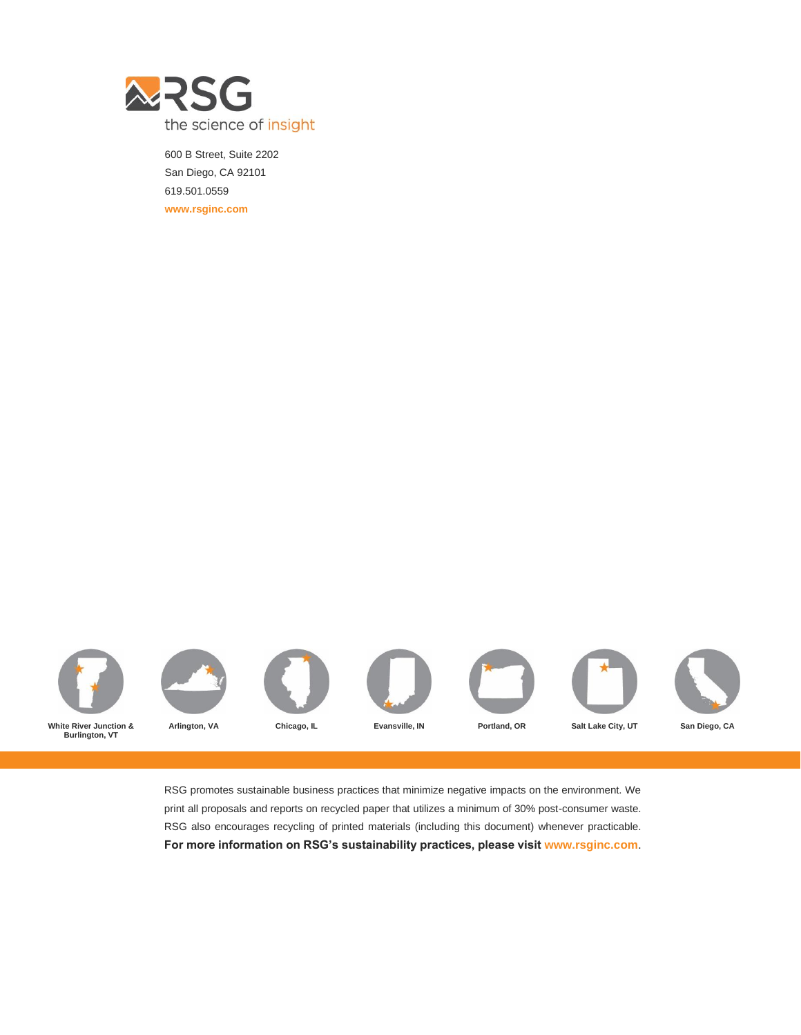RSG

the science of insight

600 B Street, Suite 2202
San Diego, CA 92101
619.501.0559
www.rsginc.com

White River Junction & Burlington, VT

Arlington, VA

Chicago, IL

Evansville, IN

Portland, OR

Salt Lake City, UT

San Diego, CA

RSG promotes sustainable business practices that minimize negative impacts on the environment. We print all proposals and reports on recycled paper that utilizes a minimum of 30% post-consumer waste. RSG also encourages recycling of printed materials (including this document) whenever practicable. **For more information on RSG's sustainability practices, please visit www.rsginc.com.**